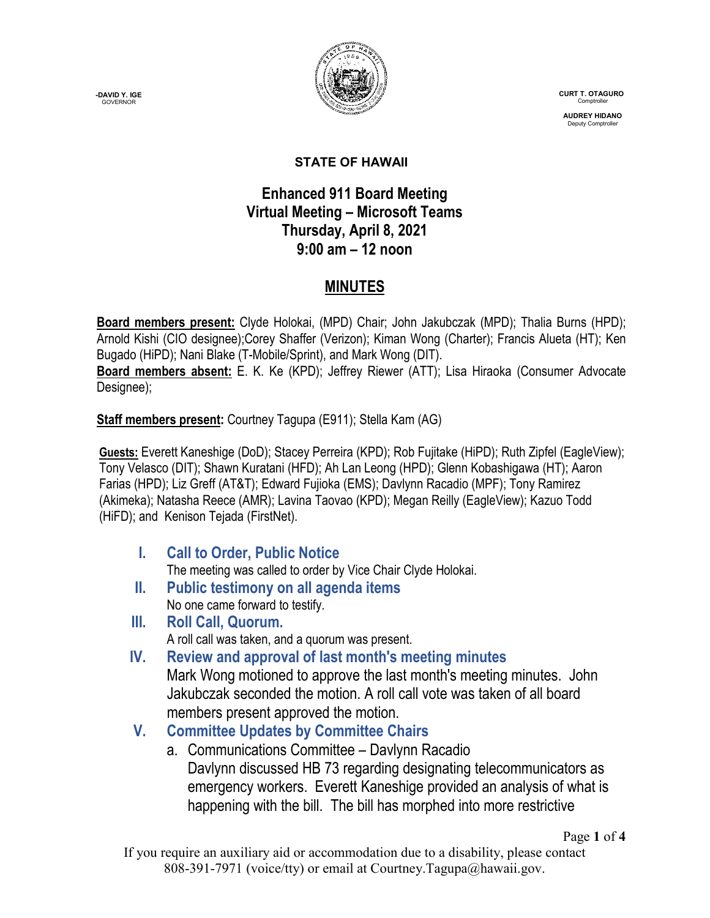-DAVID Y. IGE
GOVERNOR

CURT T. OTAGURO
Comptroller

AUDREY HIDANO
Deputy Comptroller

**STATE OF HAWAII**

# Enhanced 911 Board Meeting
## Virtual Meeting – Microsoft Teams
## Thursday, April 8, 2021
## 9:00 am – 12 noon

# MINUTES

**Board members present:** Clyde Holokai, (MPD) Chair; John Jakubczak (MPD); Thalia Burns (HPD); Arnold Kishi (CIO designee);Corey Shaffer (Verizon); Kiman Wong (Charter); Francis Alueta (HT); Ken Bugado (HiPD); Nani Blake (T-Mobile/Sprint), and Mark Wong (DIT).
**Board members absent:** E. K. Ke (KPD); Jeffrey Riewer (ATT); Lisa Hiraoka (Consumer Advocate Designee);

**Staff members present:** Courtney Tagupa (E911); Stella Kam (AG)

**Guests:** Everett Kaneshige (DoD); Stacey Perreira (KPD); Rob Fujitake (HiPD); Ruth Zipfel (EagleView); Tony Velasco (DIT); Shawn Kuratani (HFD); Ah Lan Leong (HPD); Glenn Kobashigawa (HT); Aaron Farias (HPD); Liz Greff (AT&T); Edward Fujioka (EMS); Davlynn Racadio (MPF); Tony Ramirez (Akimeka); Natasha Reece (AMR); Lavina Taovao (KPD); Megan Reilly (EagleView); Kazuo Todd (HiFD); and Kenison Tejada (FirstNet).

## I. Call to Order, Public Notice

The meeting was called to order by Vice Chair Clyde Holokai.

## II. Public testimony on all agenda items

No one came forward to testify.

## III. Roll Call, Quorum.

A roll call was taken, and a quorum was present.

## IV. Review and approval of last month's meeting minutes

Mark Wong motioned to approve the last month's meeting minutes. John Jakubczak seconded the motion. A roll call vote was taken of all board members present approved the motion.

## V. Committee Updates by Committee Chairs

a. Communications Committee – Davlynn Racadio
Davlynn discussed HB 73 regarding designating telecommunicators as emergency workers. Everett Kaneshige provided an analysis of what is happening with the bill. The bill has morphed into more restrictive

If you require an auxiliary aid or accommodation due to a disability, please contact 808-391-7971 (voice/tty) or email at Courtney.Tagupa@hawaii.gov.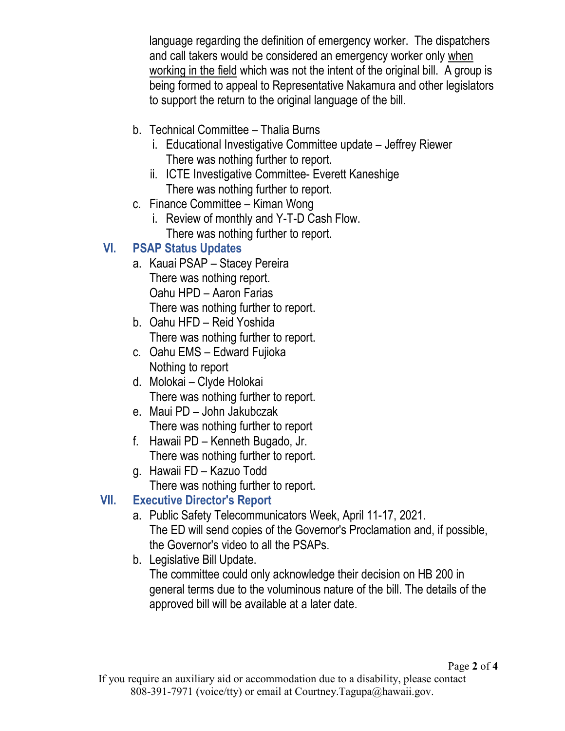language regarding the definition of emergency worker. The dispatchers and call takers would be considered an emergency worker only <u>when working in the field</u> which was not the intent of the original bill. A group is being formed to appeal to Representative Nakamura and other legislators to support the return to the original language of the bill.

b. Technical Committee – Thalia Burns
   i. Educational Investigative Committee update – Jeffrey Riewer
      There was nothing further to report.
   ii. ICTE Investigative Committee- Everett Kaneshige
      There was nothing further to report.
c. Finance Committee – Kiman Wong
   i. Review of monthly and Y-T-D Cash Flow.
      There was nothing further to report.

## VI. PSAP Status Updates

a. Kauai PSAP – Stacey Pereira
   There was nothing report.
   Oahu HPD – Aaron Farias
   There was nothing further to report.
b. Oahu HFD – Reid Yoshida
   There was nothing further to report.
c. Oahu EMS – Edward Fujioka
   Nothing to report
d. Molokai – Clyde Holokai
   There was nothing further to report.
e. Maui PD – John Jakubczak
   There was nothing further to report
f. Hawaii PD – Kenneth Bugado, Jr.
   There was nothing further to report.
g. Hawaii FD – Kazuo Todd
   There was nothing further to report.

## VII. Executive Director's Report

a. Public Safety Telecommunicators Week, April 11-17, 2021.
   The ED will send copies of the Governor's Proclamation and, if possible, the Governor's video to all the PSAPs.
b. Legislative Bill Update.
   The committee could only acknowledge their decision on HB 200 in general terms due to the voluminous nature of the bill. The details of the approved bill will be available at a later date.

If you require an auxiliary aid or accommodation due to a disability, please contact 808-391-7971 (voice/tty) or email at Courtney.Tagupa@hawaii.gov.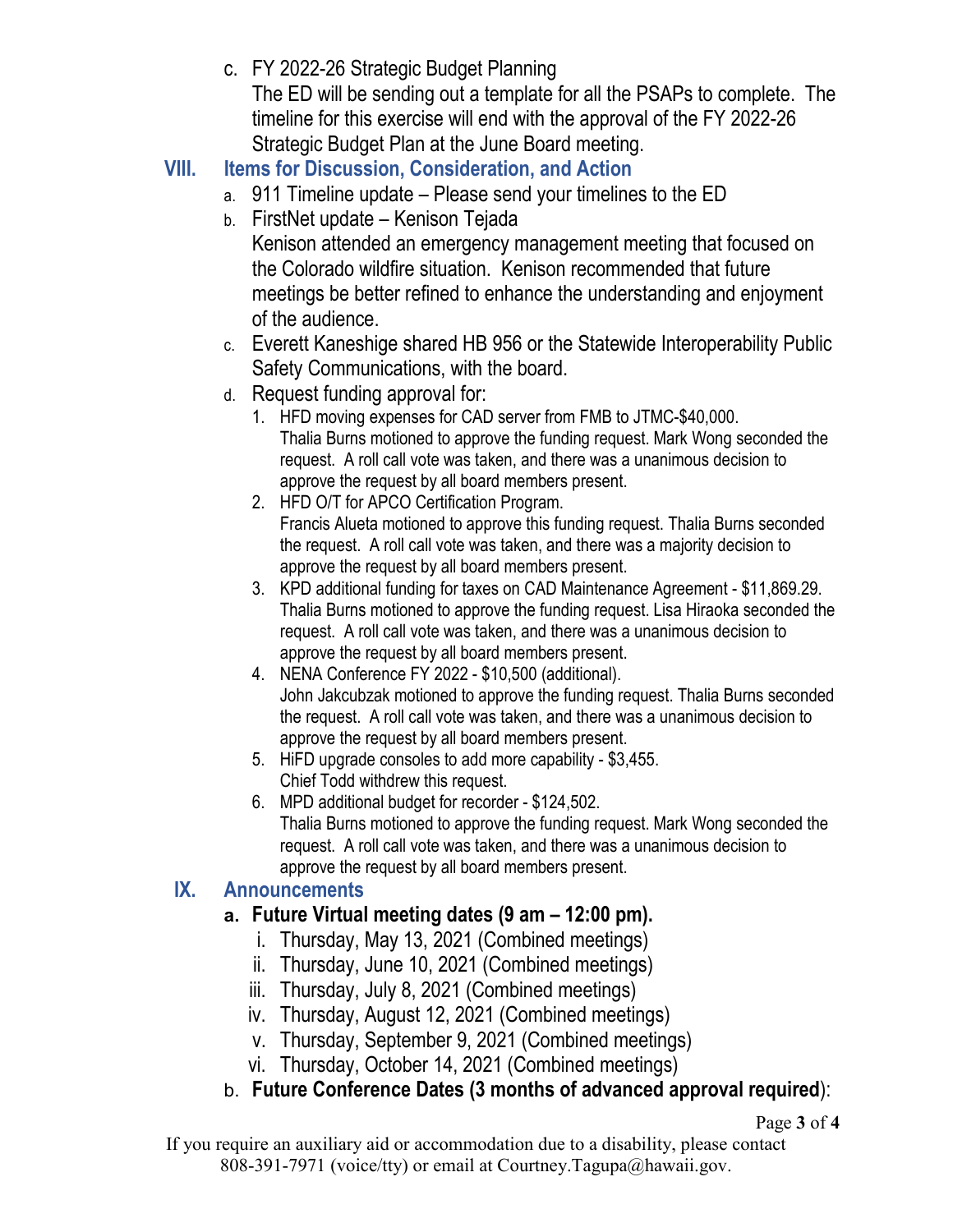c. FY 2022-26 Strategic Budget Planning
   The ED will be sending out a template for all the PSAPs to complete. The timeline for this exercise will end with the approval of the FY 2022-26 Strategic Budget Plan at the June Board meeting.

## VIII. Items for Discussion, Consideration, and Action

a. 911 Timeline update – Please send your timelines to the ED

b. FirstNet update – Kenison Tejada
   Kenison attended an emergency management meeting that focused on the Colorado wildfire situation. Kenison recommended that future meetings be better refined to enhance the understanding and enjoyment of the audience.

c. Everett Kaneshige shared HB 956 or the Statewide Interoperability Public Safety Communications, with the board.

d. Request funding approval for:
   1. HFD moving expenses for CAD server from FMB to JTMC-$40,000.
      Thalia Burns motioned to approve the funding request. Mark Wong seconded the request. A roll call vote was taken, and there was a unanimous decision to approve the request by all board members present.
   2. HFD O/T for APCO Certification Program.
      Francis Alueta motioned to approve this funding request. Thalia Burns seconded the request. A roll call vote was taken, and there was a majority decision to approve the request by all board members present.
   3. KPD additional funding for taxes on CAD Maintenance Agreement - $11,869.29.
      Thalia Burns motioned to approve the funding request. Lisa Hiraoka seconded the request. A roll call vote was taken, and there was a unanimous decision to approve the request by all board members present.
   4. NENA Conference FY 2022 - $10,500 (additional).
      John Jakcubzak motioned to approve the funding request. Thalia Burns seconded the request. A roll call vote was taken, and there was a unanimous decision to approve the request by all board members present.
   5. HiFD upgrade consoles to add more capability - $3,455.
      Chief Todd withdrew this request.
   6. MPD additional budget for recorder - $124,502.
      Thalia Burns motioned to approve the funding request. Mark Wong seconded the request. A roll call vote was taken, and there was a unanimous decision to approve the request by all board members present.

## IX. Announcements

**a. Future Virtual meeting dates (9 am – 12:00 pm).**
   i. Thursday, May 13, 2021 (Combined meetings)
   ii. Thursday, June 10, 2021 (Combined meetings)
   iii. Thursday, July 8, 2021 (Combined meetings)
   iv. Thursday, August 12, 2021 (Combined meetings)
   v. Thursday, September 9, 2021 (Combined meetings)
   vi. Thursday, October 14, 2021 (Combined meetings)

b. **Future Conference Dates (3 months of advanced approval required**):

If you require an auxiliary aid or accommodation due to a disability, please contact 808-391-7971 (voice/tty) or email at Courtney.Tagupa@hawaii.gov.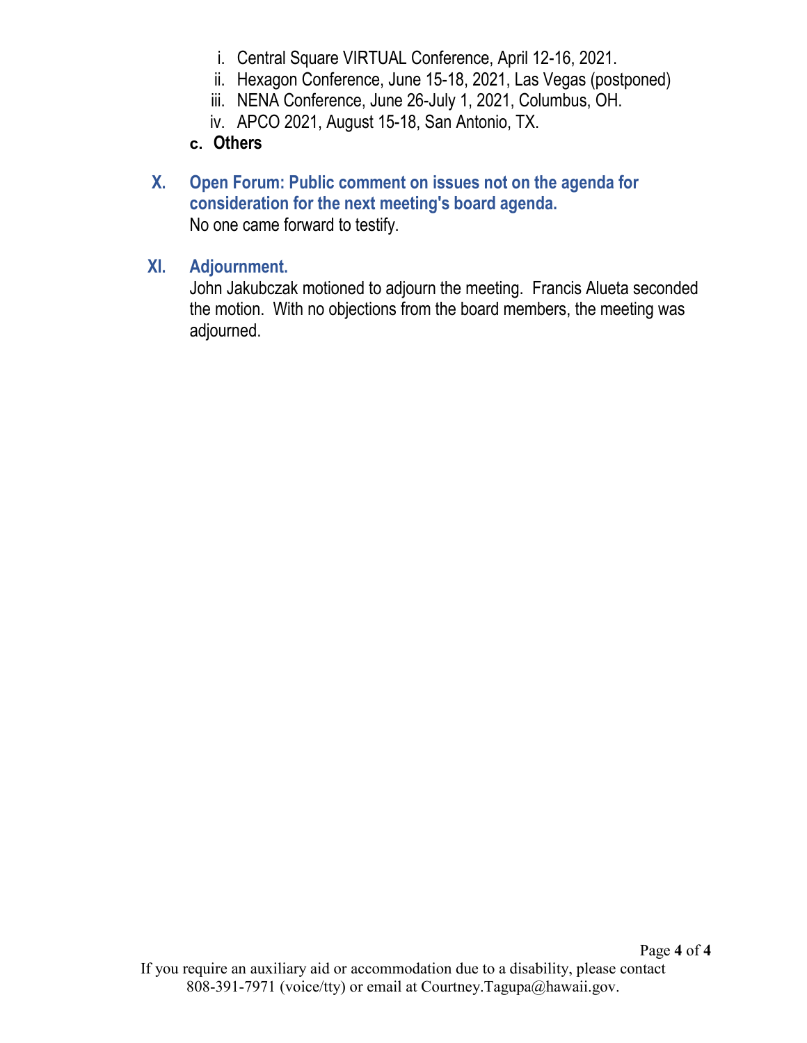i. Central Square VIRTUAL Conference, April 12-16, 2021.
ii. Hexagon Conference, June 15-18, 2021, Las Vegas (postponed)
iii. NENA Conference, June 26-July 1, 2021, Columbus, OH.
iv. APCO 2021, August 15-18, San Antonio, TX.

**c. Others**

## X. Open Forum: Public comment on issues not on the agenda for consideration for the next meeting's board agenda.

No one came forward to testify.

## XI. Adjournment.

John Jakubczak motioned to adjourn the meeting. Francis Alueta seconded the motion. With no objections from the board members, the meeting was adjourned.

If you require an auxiliary aid or accommodation due to a disability, please contact 808-391-7971 (voice/tty) or email at Courtney.Tagupa@hawaii.gov.